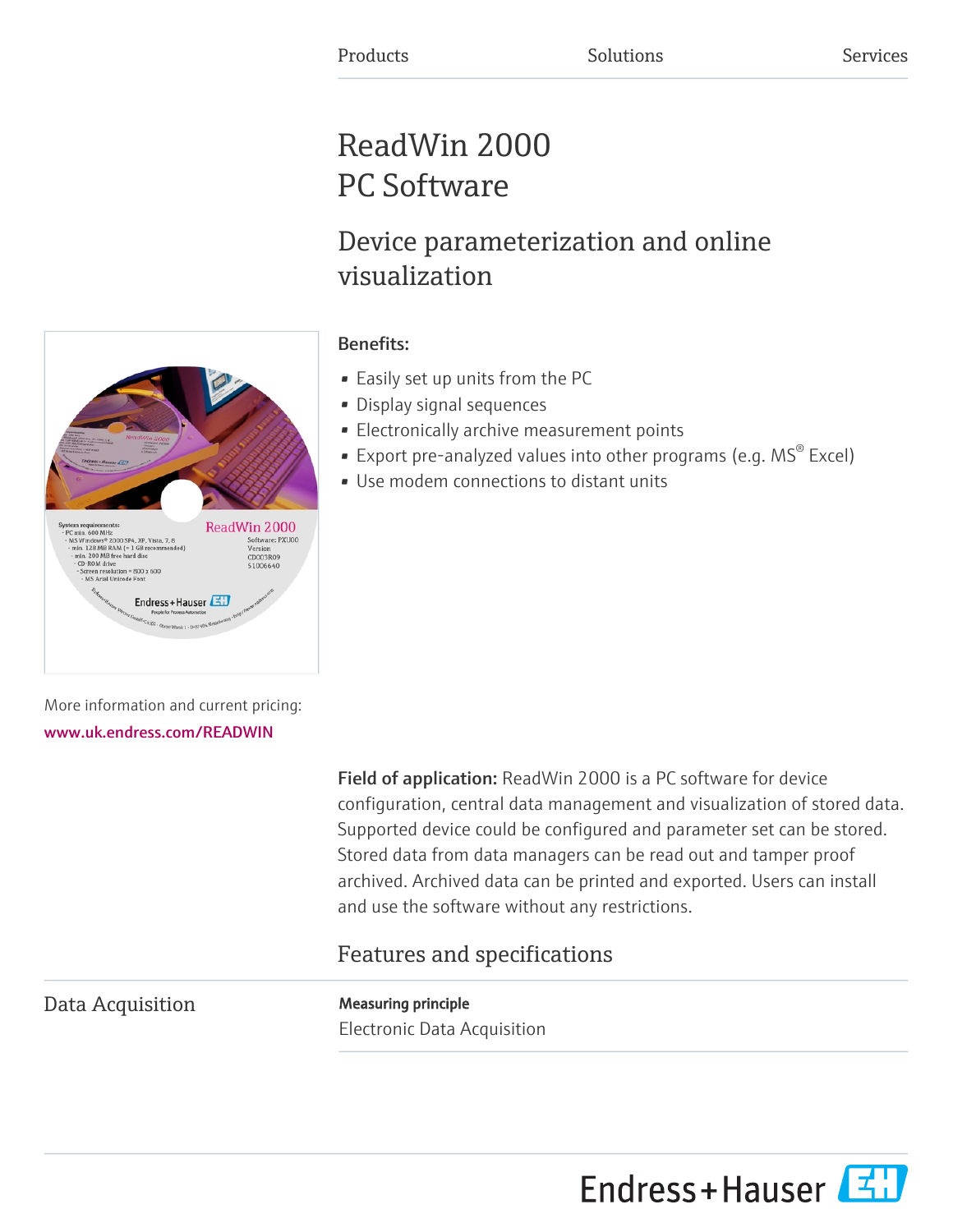Products Solutions Services

# ReadWin 2000 PC Software

## Device parameterization and online visualization

**Benefits:**

- Easily set up units from the PC
- Display signal sequences
- Electronically archive measurement points
- Export pre-analyzed values into other programs (e.g. MS® Excel)
- Use modem connections to distant units

More information and current pricing:

www.uk.endress.com/READWIN

**Field of application:** ReadWin 2000 is a PC software for device configuration, central data management and visualization of stored data. Supported device could be configured and parameter set can be stored. Stored data from data managers can be read out and tamper proof archived. Archived data can be printed and exported. Users can install and use the software without any restrictions.

## Features and specifications

### Data Acquisition

**Measuring principle**

Electronic Data Acquisition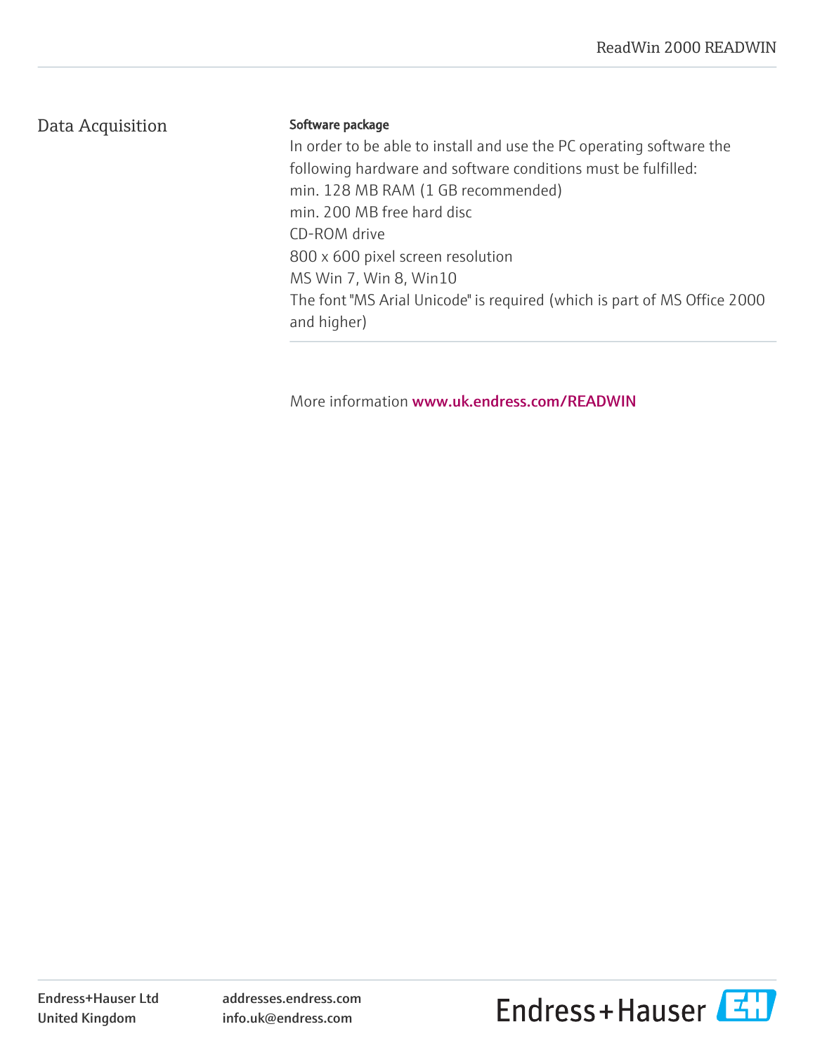## Data Acquisition

**Software package**

In order to be able to install and use the PC operating software the following hardware and software conditions must be fulfilled:
min. 128 MB RAM (1 GB recommended)
min. 200 MB free hard disc
CD-ROM drive
800 x 600 pixel screen resolution
MS Win 7, Win 8, Win10
The font "MS Arial Unicode" is required (which is part of MS Office 2000 and higher)

More information **www.uk.endress.com/READWIN**

**Endress+Hauser Ltd**
**United Kingdom**

**addresses.endress.com**
**info.uk@endress.com**